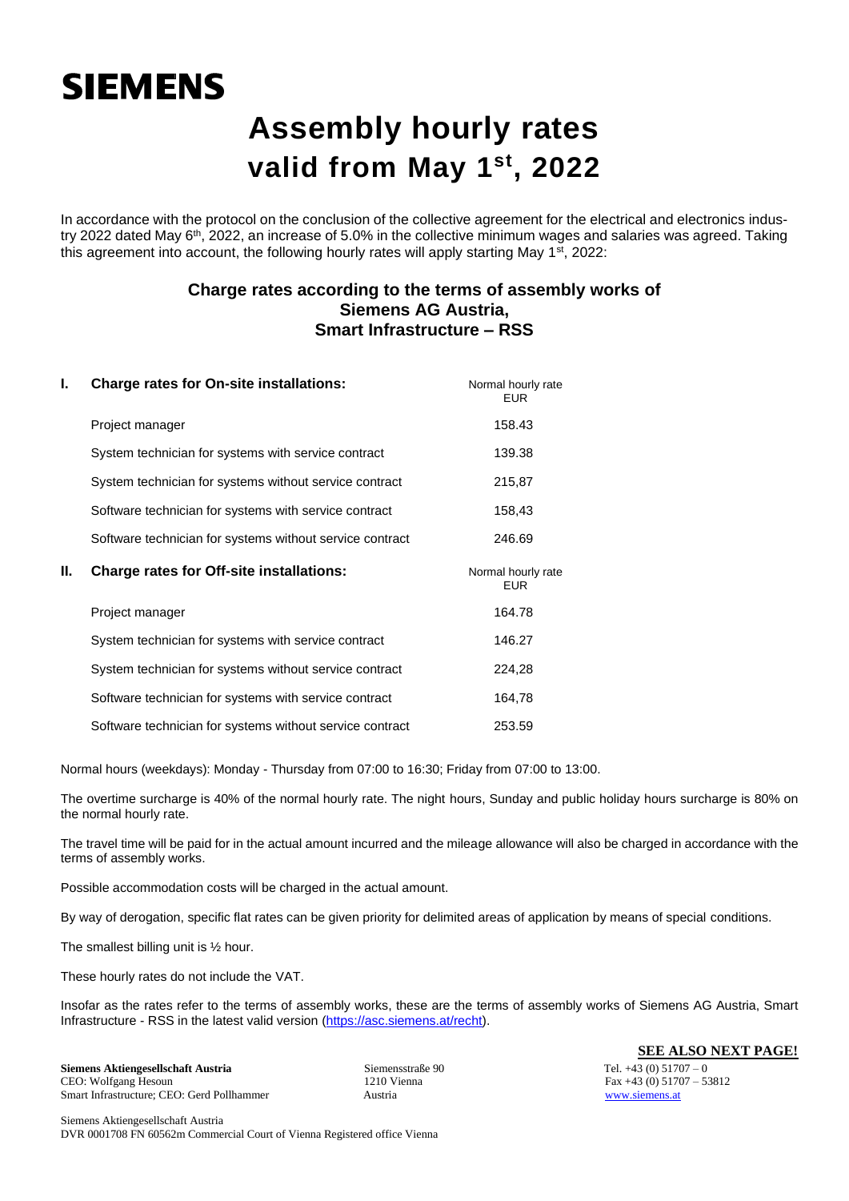SIEMENS

# Assembly hourly rates valid from May 1st, 2022

In accordance with the protocol on the conclusion of the collective agreement for the electrical and electronics industry 2022 dated May 6th, 2022, an increase of 5.0% in the collective minimum wages and salaries was agreed. Taking this agreement into account, the following hourly rates will apply starting May 1st, 2022:

## Charge rates according to the terms of assembly works of Siemens AG Austria, Smart Infrastructure – RSS

| | | Normal hourly rate EUR |
|---|---|---|
| **I.** | **Charge rates for On-site installations:** | |
| | Project manager | 158.43 |
| | System technician for systems with service contract | 139.38 |
| | System technician for systems without service contract | 215,87 |
| | Software technician for systems with service contract | 158,43 |
| | Software technician for systems without service contract | 246.69 |
| **II.** | **Charge rates for Off-site installations:** | Normal hourly rate EUR |
| | Project manager | 164.78 |
| | System technician for systems with service contract | 146.27 |
| | System technician for systems without service contract | 224,28 |
| | Software technician for systems with service contract | 164,78 |
| | Software technician for systems without service contract | 253.59 |

Normal hours (weekdays): Monday - Thursday from 07:00 to 16:30; Friday from 07:00 to 13:00.

The overtime surcharge is 40% of the normal hourly rate. The night hours, Sunday and public holiday hours surcharge is 80% on the normal hourly rate.

The travel time will be paid for in the actual amount incurred and the mileage allowance will also be charged in accordance with the terms of assembly works.

Possible accommodation costs will be charged in the actual amount.

By way of derogation, specific flat rates can be given priority for delimited areas of application by means of special conditions.

The smallest billing unit is ½ hour.

These hourly rates do not include the VAT.

Insofar as the rates refer to the terms of assembly works, these are the terms of assembly works of Siemens AG Austria, Smart Infrastructure - RSS in the latest valid version (https://asc.siemens.at/recht).

**SEE ALSO NEXT PAGE!**

**Siemens Aktiengesellschaft Austria**
CEO: Wolfgang Hesoun
Smart Infrastructure; CEO: Gerd Pollhammer

Siemensstraße 90
1210 Vienna
Austria

Tel. +43 (0) 51707 – 0
Fax +43 (0) 51707 – 53812
www.siemens.at

Siemens Aktiengesellschaft Austria
DVR 0001708 FN 60562m Commercial Court of Vienna Registered office Vienna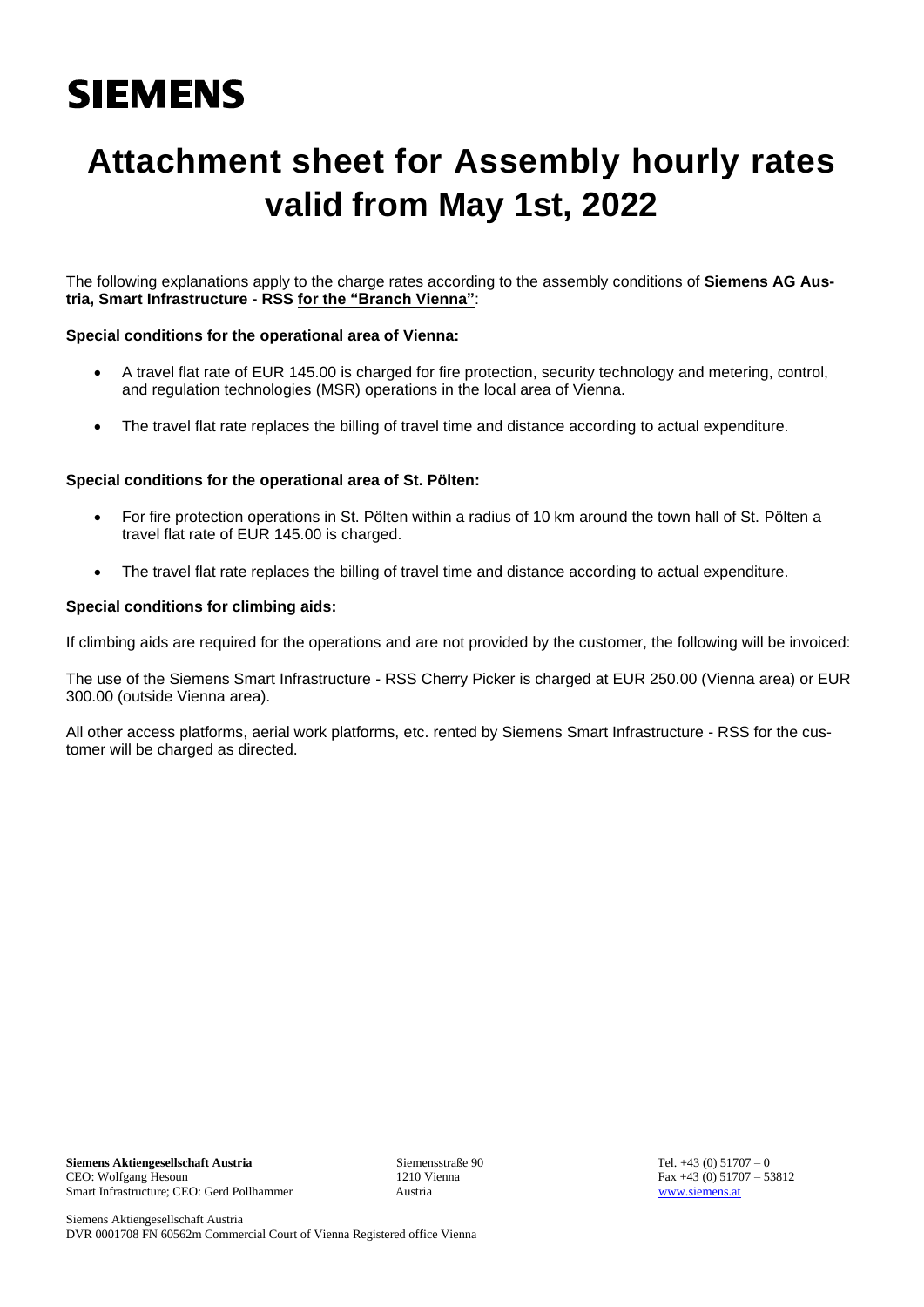SIEMENS

# Attachment sheet for Assembly hourly rates valid from May 1st, 2022

The following explanations apply to the charge rates according to the assembly conditions of **Siemens AG Austria, Smart Infrastructure - RSS** **for the "Branch Vienna"**:

**Special conditions for the operational area of Vienna:**

- A travel flat rate of EUR 145.00 is charged for fire protection, security technology and metering, control, and regulation technologies (MSR) operations in the local area of Vienna.
- The travel flat rate replaces the billing of travel time and distance according to actual expenditure.

**Special conditions for the operational area of St. Pölten:**

- For fire protection operations in St. Pölten within a radius of 10 km around the town hall of St. Pölten a travel flat rate of EUR 145.00 is charged.
- The travel flat rate replaces the billing of travel time and distance according to actual expenditure.

**Special conditions for climbing aids:**

If climbing aids are required for the operations and are not provided by the customer, the following will be invoiced:

The use of the Siemens Smart Infrastructure - RSS Cherry Picker is charged at EUR 250.00 (Vienna area) or EUR 300.00 (outside Vienna area).

All other access platforms, aerial work platforms, etc. rented by Siemens Smart Infrastructure - RSS for the customer will be charged as directed.

**Siemens Aktiengesellschaft Austria**
CEO: Wolfgang Hesoun
Smart Infrastructure; CEO: Gerd Pollhammer

Siemensstraße 90
1210 Vienna
Austria

Tel. +43 (0) 51707 – 0
Fax +43 (0) 51707 – 53812
www.siemens.at

Siemens Aktiengesellschaft Austria
DVR 0001708 FN 60562m Commercial Court of Vienna Registered office Vienna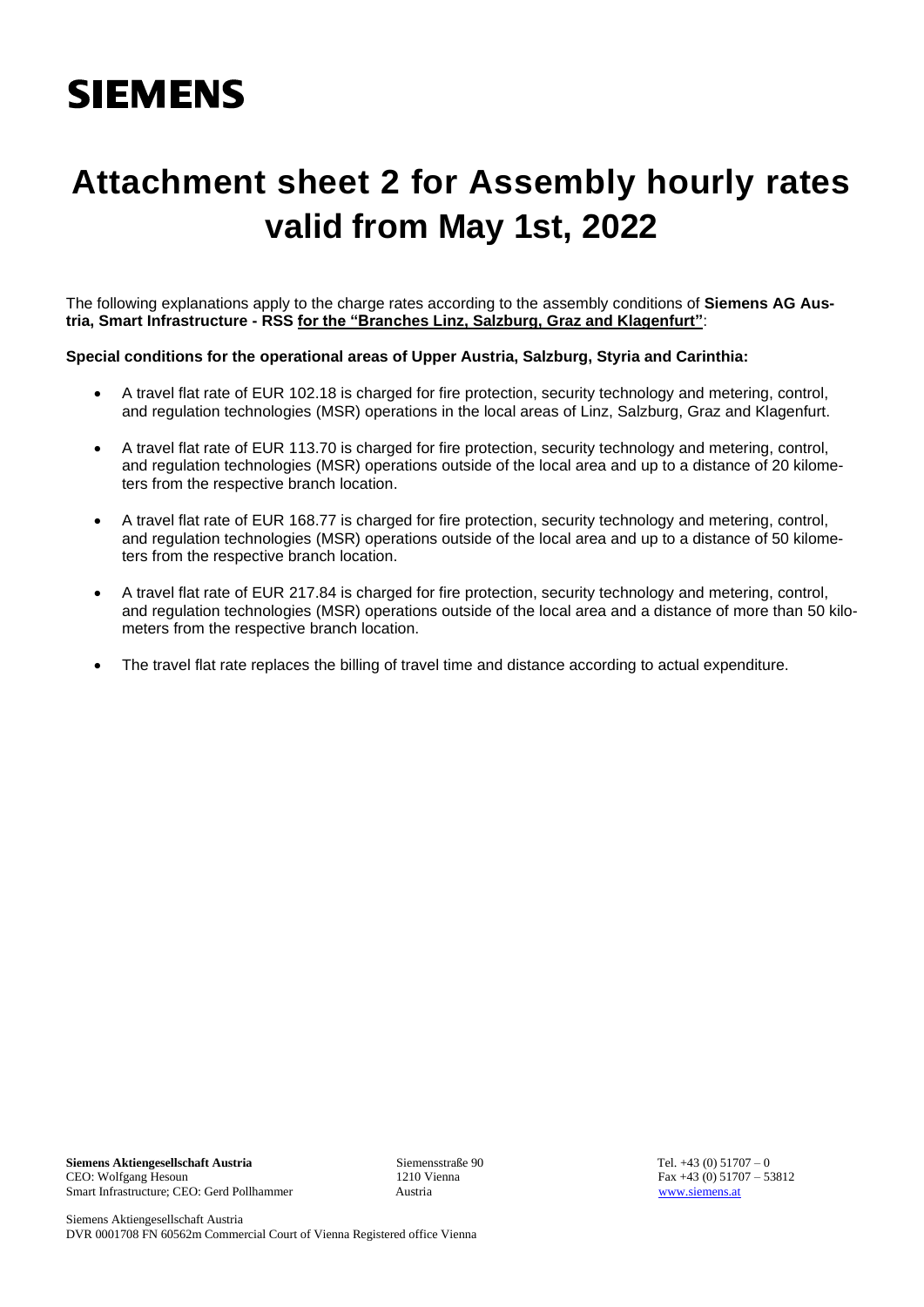SIEMENS

# Attachment sheet 2 for Assembly hourly rates valid from May 1st, 2022

The following explanations apply to the charge rates according to the assembly conditions of **Siemens AG Austria, Smart Infrastructure - RSS** <u>**for the "Branches Linz, Salzburg, Graz and Klagenfurt"**</u>:

**Special conditions for the operational areas of Upper Austria, Salzburg, Styria and Carinthia:**

- A travel flat rate of EUR 102.18 is charged for fire protection, security technology and metering, control, and regulation technologies (MSR) operations in the local areas of Linz, Salzburg, Graz and Klagenfurt.
- A travel flat rate of EUR 113.70 is charged for fire protection, security technology and metering, control, and regulation technologies (MSR) operations outside of the local area and up to a distance of 20 kilometers from the respective branch location.
- A travel flat rate of EUR 168.77 is charged for fire protection, security technology and metering, control, and regulation technologies (MSR) operations outside of the local area and up to a distance of 50 kilometers from the respective branch location.
- A travel flat rate of EUR 217.84 is charged for fire protection, security technology and metering, control, and regulation technologies (MSR) operations outside of the local area and a distance of more than 50 kilometers from the respective branch location.
- The travel flat rate replaces the billing of travel time and distance according to actual expenditure.

**Siemens Aktiengesellschaft Austria**
CEO: Wolfgang Hesoun
Smart Infrastructure; CEO: Gerd Pollhammer

Siemensstraße 90
1210 Vienna
Austria

Tel. +43 (0) 51707 – 0
Fax +43 (0) 51707 – 53812
www.siemens.at

Siemens Aktiengesellschaft Austria
DVR 0001708 FN 60562m Commercial Court of Vienna Registered office Vienna